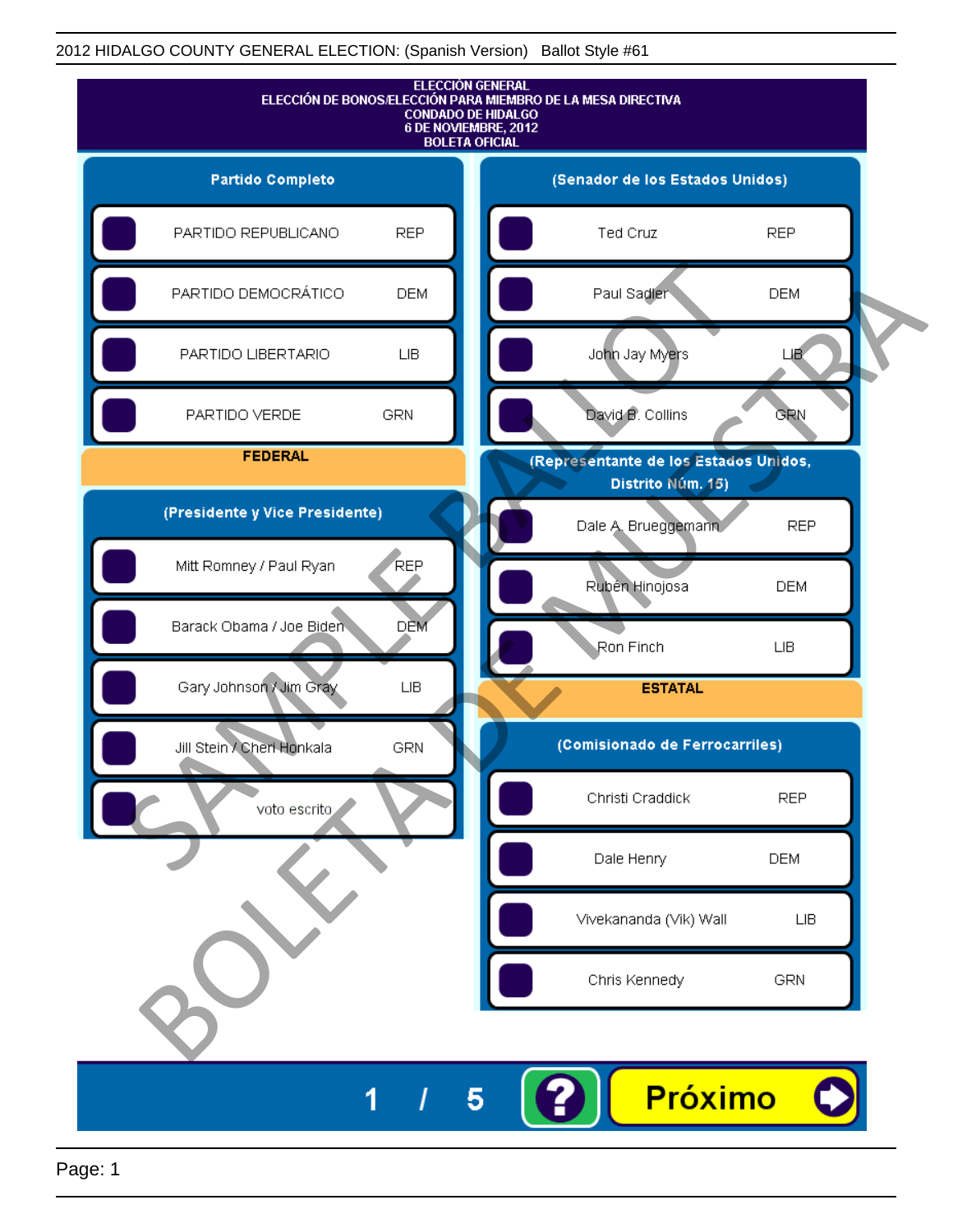2012 HIDALGO COUNTY GENERAL ELECTION: (Spanish Version) Ballot Style #61

# ELECCIÓN GENERAL
## ELECCIÓN DE BONOS/ELECCIÓN PARA MIEMBRO DE LA MESA DIRECTIVA
## CONDADO DE HIDALGO
## 6 DE NOVIEMBRE, 2012
## BOLETA OFICIAL

### Partido Completo

| Candidato | Partido |
|---|---|
| PARTIDO REPUBLICANO | REP |
| PARTIDO DEMOCRÁTICO | DEM |
| PARTIDO LIBERTARIO | LIB |
| PARTIDO VERDE | GRN |

## FEDERAL

### (Presidente y Vice Presidente)

| Candidato | Partido |
|---|---|
| Mitt Romney / Paul Ryan | REP |
| Barack Obama / Joe Biden | DEM |
| Gary Johnson / Jim Gray | LIB |
| Jill Stein / Cheri Honkala | GRN |
| voto escrito | |

### (Senador de los Estados Unidos)

| Candidato | Partido |
|---|---|
| Ted Cruz | REP |
| Paul Sadler | DEM |
| John Jay Myers | LIB |
| David B. Collins | GRN |

### (Representante de los Estados Unidos, Distrito Núm. 15)

| Candidato | Partido |
|---|---|
| Dale A. Brueggemann | REP |
| Rubén Hinojosa | DEM |
| Ron Finch | LIB |

## ESTATAL

### (Comisionado de Ferrocarriles)

| Candidato | Partido |
|---|---|
| Christi Craddick | REP |
| Dale Henry | DEM |
| Vivekananda (Vik) Wall | LIB |
| Chris Kennedy | GRN |

SAMPLE BALLOT
BOLETA DE MUESTRA

1 / 5

Próximo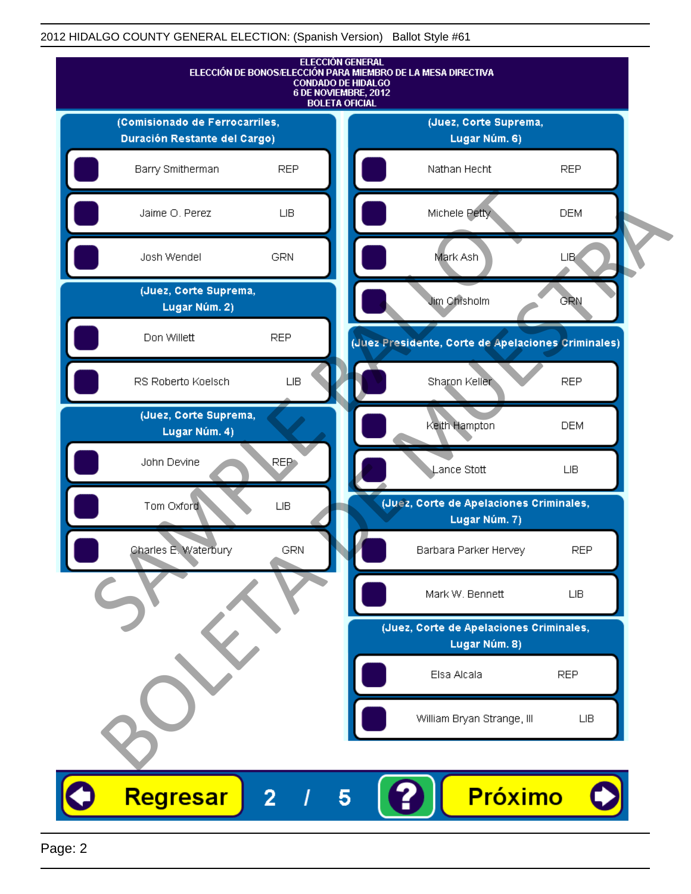2012 HIDALGO COUNTY GENERAL ELECTION: (Spanish Version) Ballot Style #61

# ELECCIÓN GENERAL
## ELECCIÓN DE BONOS/ELECCIÓN PARA MIEMBRO DE LA MESA DIRECTIVA
## CONDADO DE HIDALGO
## 6 DE NOVIEMBRE, 2012
## BOLETA OFICIAL

### (Comisionado de Ferrocarriles, Duración Restante del Cargo)

| Candidato | Partido |
|---|---|
| Barry Smitherman | REP |
| Jaime O. Perez | LIB |
| Josh Wendel | GRN |

### (Juez, Corte Suprema, Lugar Núm. 2)

| Candidato | Partido |
|---|---|
| Don Willett | REP |
| RS Roberto Koelsch | LIB |

### (Juez, Corte Suprema, Lugar Núm. 4)

| Candidato | Partido |
|---|---|
| John Devine | REP |
| Tom Oxford | LIB |
| Charles E. Waterbury | GRN |

### (Juez, Corte Suprema, Lugar Núm. 6)

| Candidato | Partido |
|---|---|
| Nathan Hecht | REP |
| Michele Petty | DEM |
| Mark Ash | LIB |
| Jim Chisholm | GRN |

### (Juez Presidente, Corte de Apelaciones Criminales)

| Candidato | Partido |
|---|---|
| Sharon Keller | REP |
| Keith Hampton | DEM |
| Lance Stott | LIB |

### (Juez, Corte de Apelaciones Criminales, Lugar Núm. 7)

| Candidato | Partido |
|---|---|
| Barbara Parker Hervey | REP |
| Mark W. Bennett | LIB |

### (Juez, Corte de Apelaciones Criminales, Lugar Núm. 8)

| Candidato | Partido |
|---|---|
| Elsa Alcala | REP |
| William Bryan Strange, III | LIB |

SAMPLE BALLOT — BOLETA DE MUESTRA

Regresar 2 / 5 ? Próximo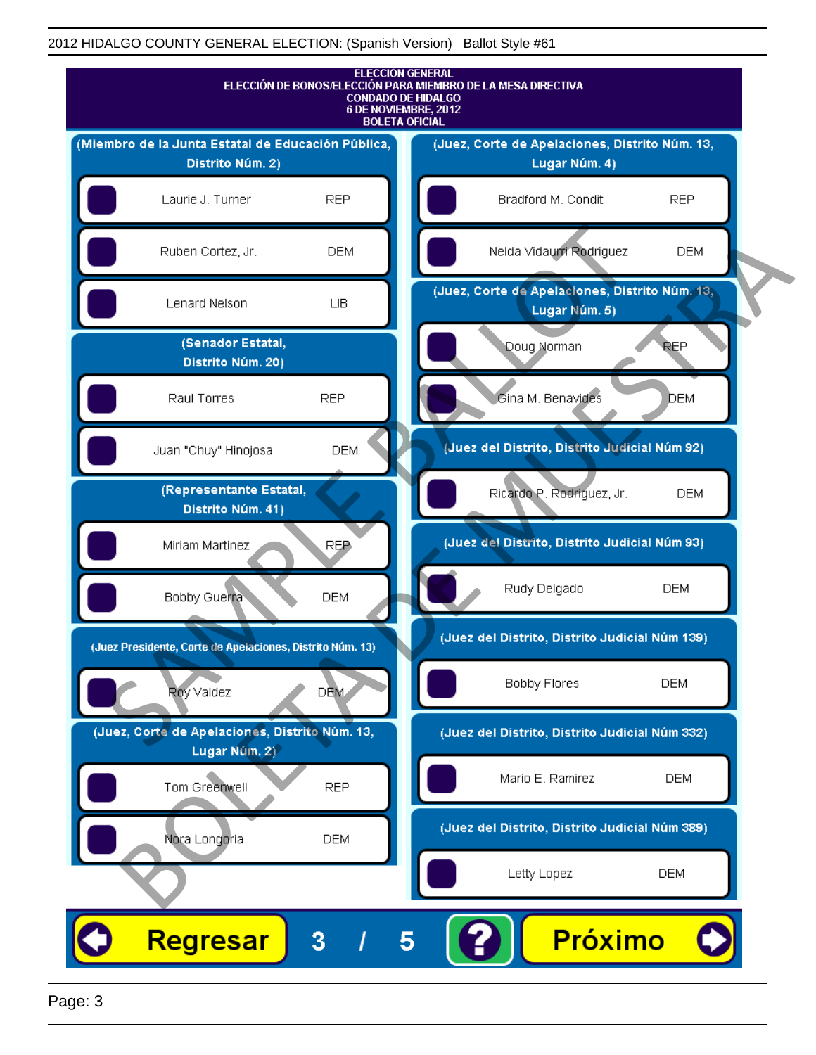2012 HIDALGO COUNTY GENERAL ELECTION: (Spanish Version) Ballot Style #61

**ELECCIÓN GENERAL**
**ELECCIÓN DE BONOS/ELECCIÓN PARA MIEMBRO DE LA MESA DIRECTIVA**
**CONDADO DE HIDALGO**
**6 DE NOVIEMBRE, 2012**
**BOLETA OFICIAL**

### (Miembro de la Junta Estatal de Educación Pública, Distrito Núm. 2)

| Candidato | Partido |
|---|---|
| Laurie J. Turner | REP |
| Ruben Cortez, Jr. | DEM |
| Lenard Nelson | LIB |

### (Senador Estatal, Distrito Núm. 20)

| Candidato | Partido |
|---|---|
| Raul Torres | REP |
| Juan "Chuy" Hinojosa | DEM |

### (Representante Estatal, Distrito Núm. 41)

| Candidato | Partido |
|---|---|
| Miriam Martinez | REP |
| Bobby Guerra | DEM |

### (Juez Presidente, Corte de Apelaciones, Distrito Núm. 13)

| Candidato | Partido |
|---|---|
| Roy Valdez | DEM |

### (Juez, Corte de Apelaciones, Distrito Núm. 13, Lugar Núm. 2)

| Candidato | Partido |
|---|---|
| Tom Greenwell | REP |
| Nora Longoria | DEM |

### (Juez, Corte de Apelaciones, Distrito Núm. 13, Lugar Núm. 4)

| Candidato | Partido |
|---|---|
| Bradford M. Condit | REP |
| Nelda Vidaurri Rodriguez | DEM |

### (Juez, Corte de Apelaciones, Distrito Núm. 13, Lugar Núm. 5)

| Candidato | Partido |
|---|---|
| Doug Norman | REP |
| Gina M. Benavides | DEM |

### (Juez del Distrito, Distrito Judicial Núm 92)

| Candidato | Partido |
|---|---|
| Ricardo P. Rodriguez, Jr. | DEM |

### (Juez del Distrito, Distrito Judicial Núm 93)

| Candidato | Partido |
|---|---|
| Rudy Delgado | DEM |

### (Juez del Distrito, Distrito Judicial Núm 139)

| Candidato | Partido |
|---|---|
| Bobby Flores | DEM |

### (Juez del Distrito, Distrito Judicial Núm 332)

| Candidato | Partido |
|---|---|
| Mario E. Ramirez | DEM |

### (Juez del Distrito, Distrito Judicial Núm 389)

| Candidato | Partido |
|---|---|
| Letty Lopez | DEM |

Regresar | 3 / 5 | ? | Próximo

SAMPLE BALLOT — BOLETA DE MUESTRA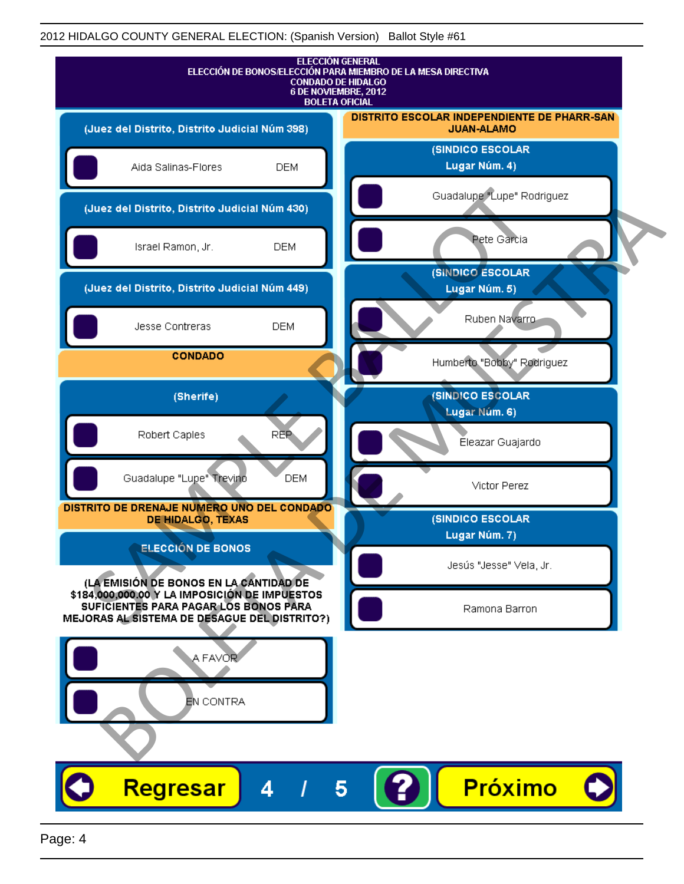# ELECCIÓN GENERAL
## ELECCIÓN DE BONOS/ELECCIÓN PARA MIEMBRO DE LA MESA DIRECTIVA
## CONDADO DE HIDALGO
## 6 DE NOVIEMBRE, 2012
## BOLETA OFICIAL

### (Juez del Distrito, Distrito Judicial Núm 398)

- Aida Salinas-Flores DEM

### (Juez del Distrito, Distrito Judicial Núm 430)

- Israel Ramon, Jr. DEM

### (Juez del Distrito, Distrito Judicial Núm 449)

- Jesse Contreras DEM

## CONDADO

### (Sherife)

- Robert Caples REP
- Guadalupe "Lupe" Trevino DEM

## DISTRITO DE DRENAJE NUMERO UNO DEL CONDADO DE HIDALGO, TEXAS

### ELECCIÓN DE BONOS

**(LA EMISIÓN DE BONOS EN LA CANTIDAD DE $184,000,000.00 Y LA IMPOSICIÓN DE IMPUESTOS SUFICIENTES PARA PAGAR LOS BONOS PARA MEJORAS AL SISTEMA DE DESAGUE DEL DISTRITO?)**

- A FAVOR
- EN CONTRA

## DISTRITO ESCOLAR INDEPENDIENTE DE PHARR-SAN JUAN-ALAMO

### (SINDICO ESCOLAR Lugar Núm. 4)

- Guadalupe "Lupe" Rodriguez
- Pete Garcia

### (SINDICO ESCOLAR Lugar Núm. 5)

- Ruben Navarro
- Humberto "Bobby" Rodriguez

### (SINDICO ESCOLAR Lugar Núm. 6)

- Eleazar Guajardo
- Victor Perez

### (SINDICO ESCOLAR Lugar Núm. 7)

- Jesús "Jesse" Vela, Jr.
- Ramona Barron

Regresar 4 / 5 ? Próximo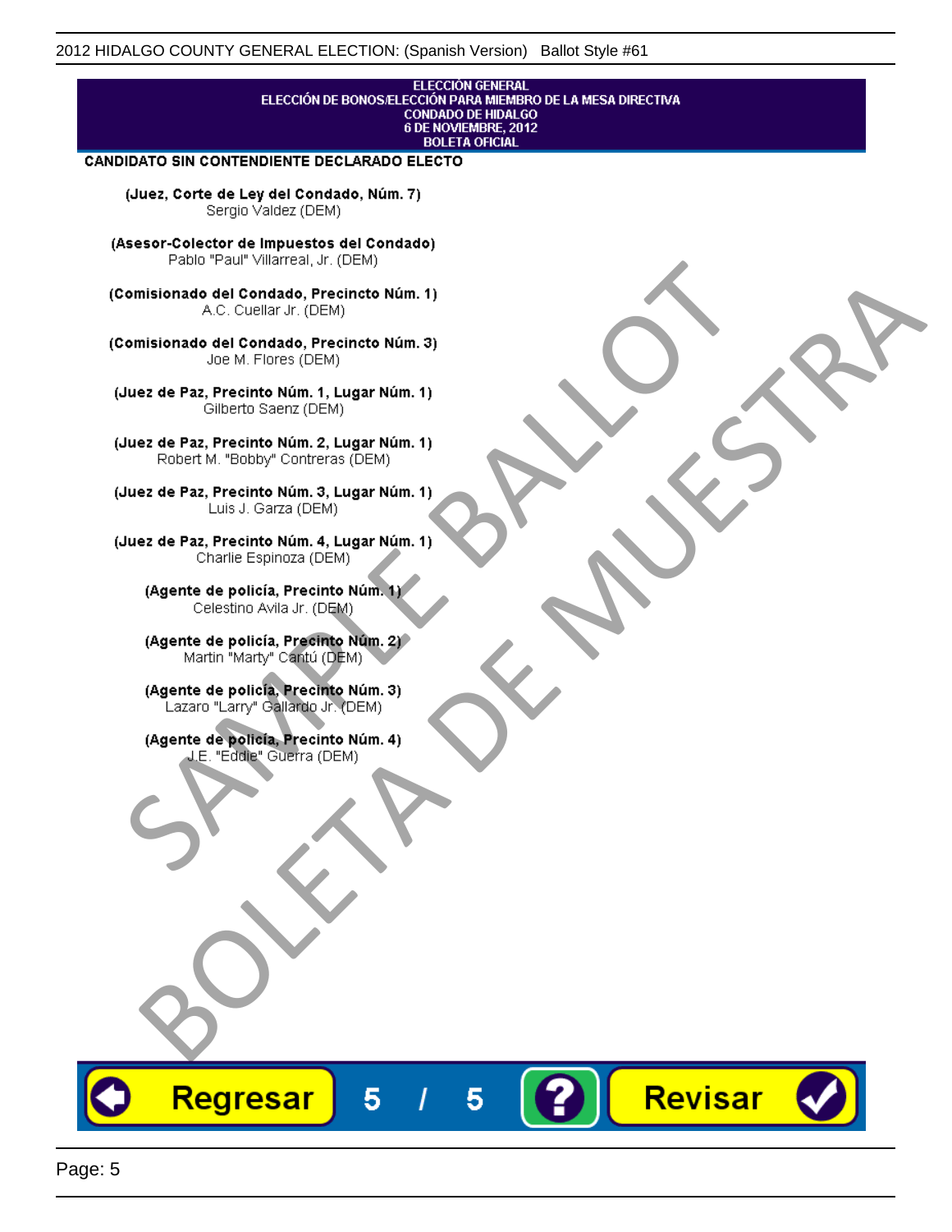ELECCIÓN GENERAL
ELECCIÓN DE BONOS/ELECCIÓN PARA MIEMBRO DE LA MESA DIRECTIVA
CONDADO DE HIDALGO
6 DE NOVIEMBRE, 2012
BOLETA OFICIAL

**CANDIDATO SIN CONTENDIENTE DECLARADO ELECTO**

**(Juez, Corte de Ley del Condado, Núm. 7)**
Sergio Valdez (DEM)

**(Asesor-Colector de Impuestos del Condado)**
Pablo "Paul" Villarreal, Jr. (DEM)

**(Comisionado del Condado, Precincto Núm. 1)**
A.C. Cuellar Jr. (DEM)

**(Comisionado del Condado, Precincto Núm. 3)**
Joe M. Flores (DEM)

**(Juez de Paz, Precinto Núm. 1, Lugar Núm. 1)**
Gilberto Saenz (DEM)

**(Juez de Paz, Precinto Núm. 2, Lugar Núm. 1)**
Robert M. "Bobby" Contreras (DEM)

**(Juez de Paz, Precinto Núm. 3, Lugar Núm. 1)**
Luis J. Garza (DEM)

**(Juez de Paz, Precinto Núm. 4, Lugar Núm. 1)**
Charlie Espinoza (DEM)

**(Agente de policía, Precinto Núm. 1)**
Celestino Avila Jr. (DEM)

**(Agente de policía, Precinto Núm. 2)**
Martin "Marty" Cantú (DEM)

**(Agente de policía, Precinto Núm. 3)**
Lazaro "Larry" Gallardo Jr. (DEM)

**(Agente de policía, Precinto Núm. 4)**
J.E. "Eddie" Guerra (DEM)

SAMPLE BALLOT
BOLETA DE MUESTRA

Regresar 5 / 5 ? Revisar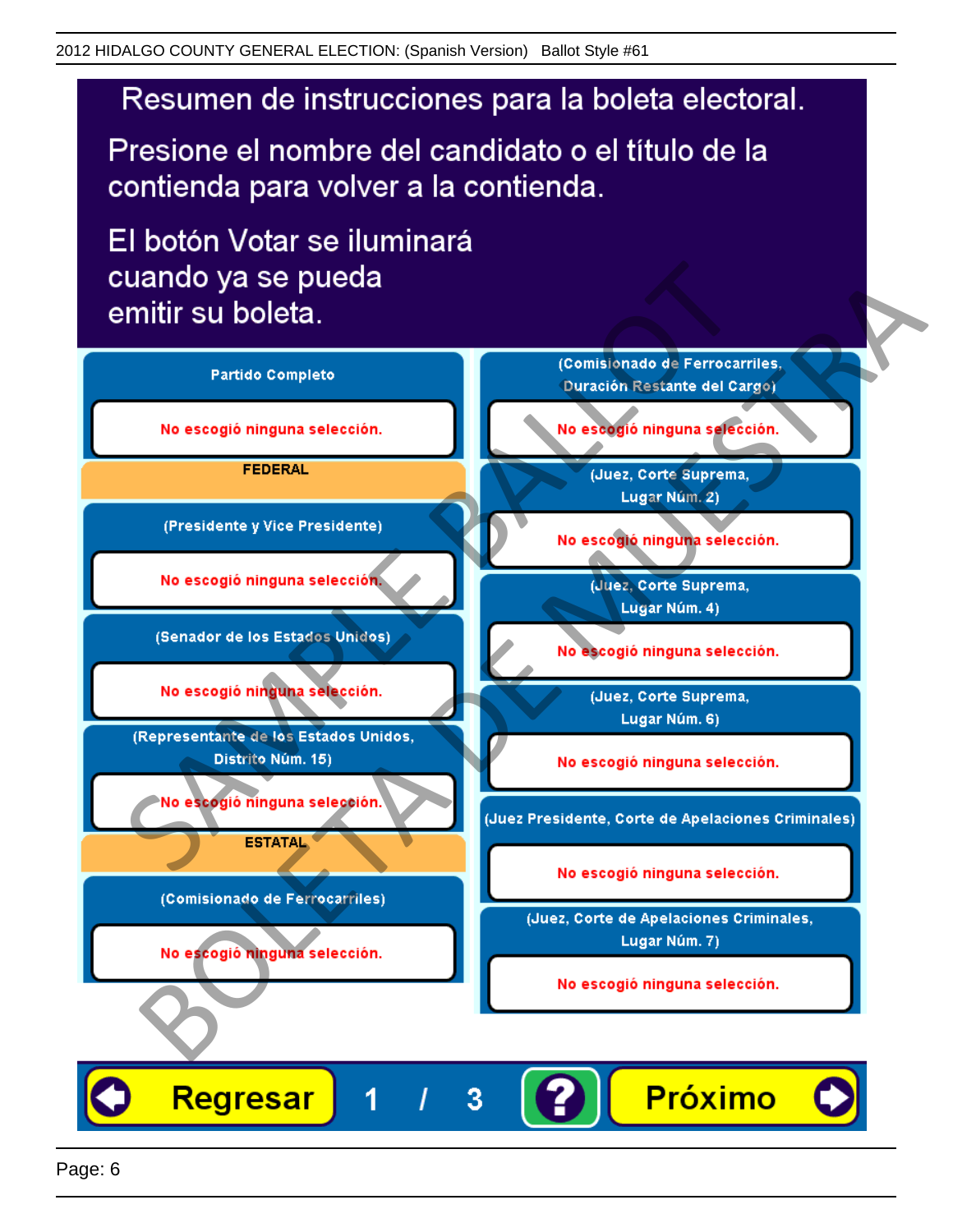# Resumen de instrucciones para la boleta electoral.

Presione el nombre del candidato o el título de la contienda para volver a la contienda.

El botón Votar se iluminará cuando ya se pueda emitir su boleta.

**Partido Completo**

No escogió ninguna selección.

**FEDERAL**

**(Presidente y Vice Presidente)**

No escogió ninguna selección.

**(Senador de los Estados Unidos)**

No escogió ninguna selección.

**(Representante de los Estados Unidos, Distrito Núm. 15)**

No escogió ninguna selección.

**ESTATAL**

**(Comisionado de Ferrocarriles)**

No escogió ninguna selección.

**(Comisionado de Ferrocarriles, Duración Restante del Cargo)**

No escogió ninguna selección.

**(Juez, Corte Suprema, Lugar Núm. 2)**

No escogió ninguna selección.

**(Juez, Corte Suprema, Lugar Núm. 4)**

No escogió ninguna selección.

**(Juez, Corte Suprema, Lugar Núm. 6)**

No escogió ninguna selección.

**(Juez Presidente, Corte de Apelaciones Criminales)**

No escogió ninguna selección.

**(Juez, Corte de Apelaciones Criminales, Lugar Núm. 7)**

No escogió ninguna selección.

Regresar   1 / 3   ?   Próximo

SAMPLE BALLOT
BOLETA DE MUESTRA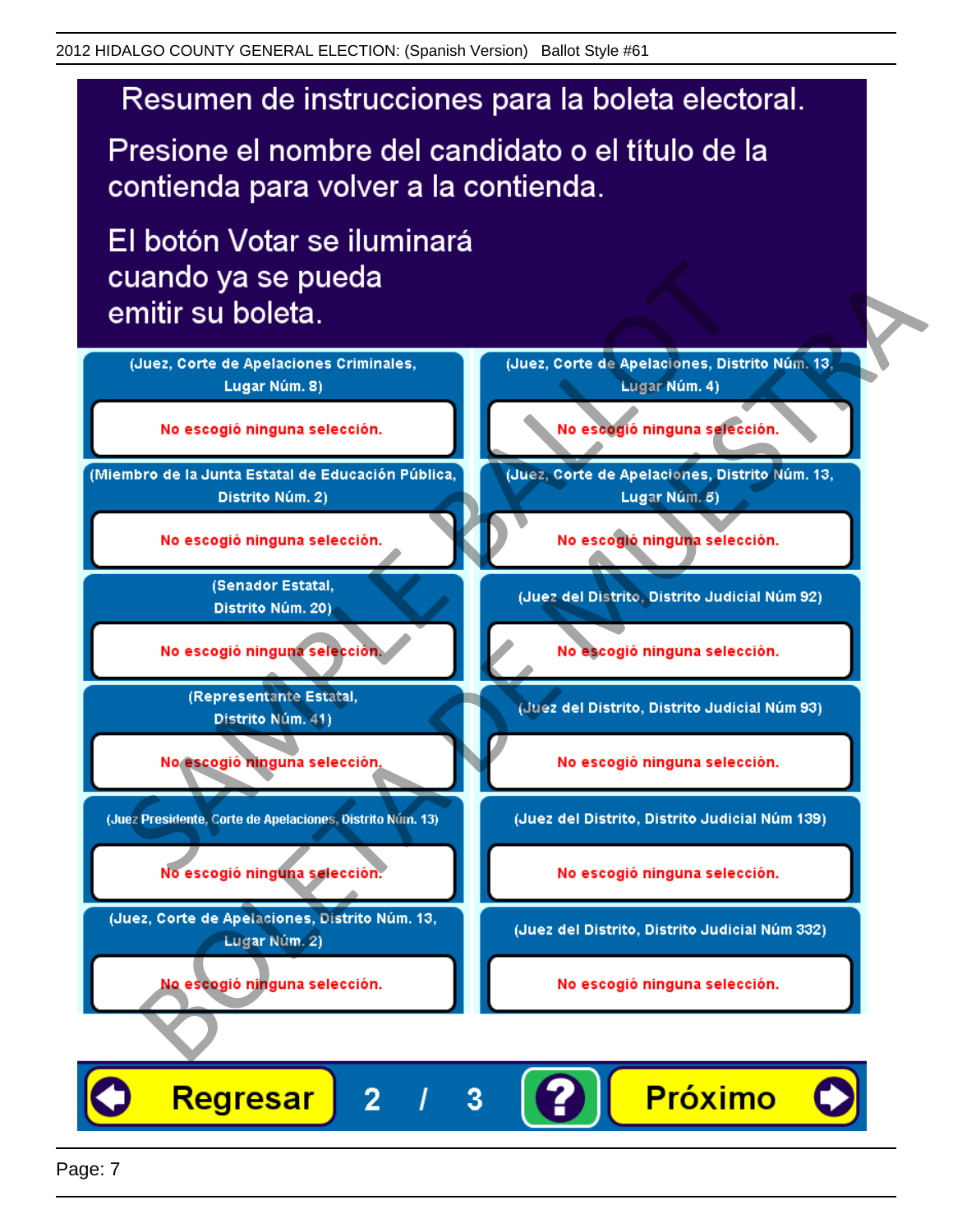# Resumen de instrucciones para la boleta electoral.

Presione el nombre del candidato o el título de la contienda para volver a la contienda.

El botón Votar se iluminará cuando ya se pueda emitir su boleta.

**(Juez, Corte de Apelaciones Criminales, Lugar Núm. 8)**

No escogió ninguna selección.

**(Miembro de la Junta Estatal de Educación Pública, Distrito Núm. 2)**

No escogió ninguna selección.

**(Senador Estatal, Distrito Núm. 20)**

No escogió ninguna selección.

**(Representante Estatal, Distrito Núm. 41)**

No escogió ninguna selección.

**(Juez Presidente, Corte de Apelaciones, Distrito Núm. 13)**

No escogió ninguna selección.

**(Juez, Corte de Apelaciones, Distrito Núm. 13, Lugar Núm. 2)**

No escogió ninguna selección.

**(Juez, Corte de Apelaciones, Distrito Núm. 13, Lugar Núm. 4)**

No escogió ninguna selección.

**(Juez, Corte de Apelaciones, Distrito Núm. 13, Lugar Núm. 5)**

No escogió ninguna selección.

**(Juez del Distrito, Distrito Judicial Núm 92)**

No escogió ninguna selección.

**(Juez del Distrito, Distrito Judicial Núm 93)**

No escogió ninguna selección.

**(Juez del Distrito, Distrito Judicial Núm 139)**

No escogió ninguna selección.

**(Juez del Distrito, Distrito Judicial Núm 332)**

No escogió ninguna selección.

Regresar | 2 / 3 | ? | Próximo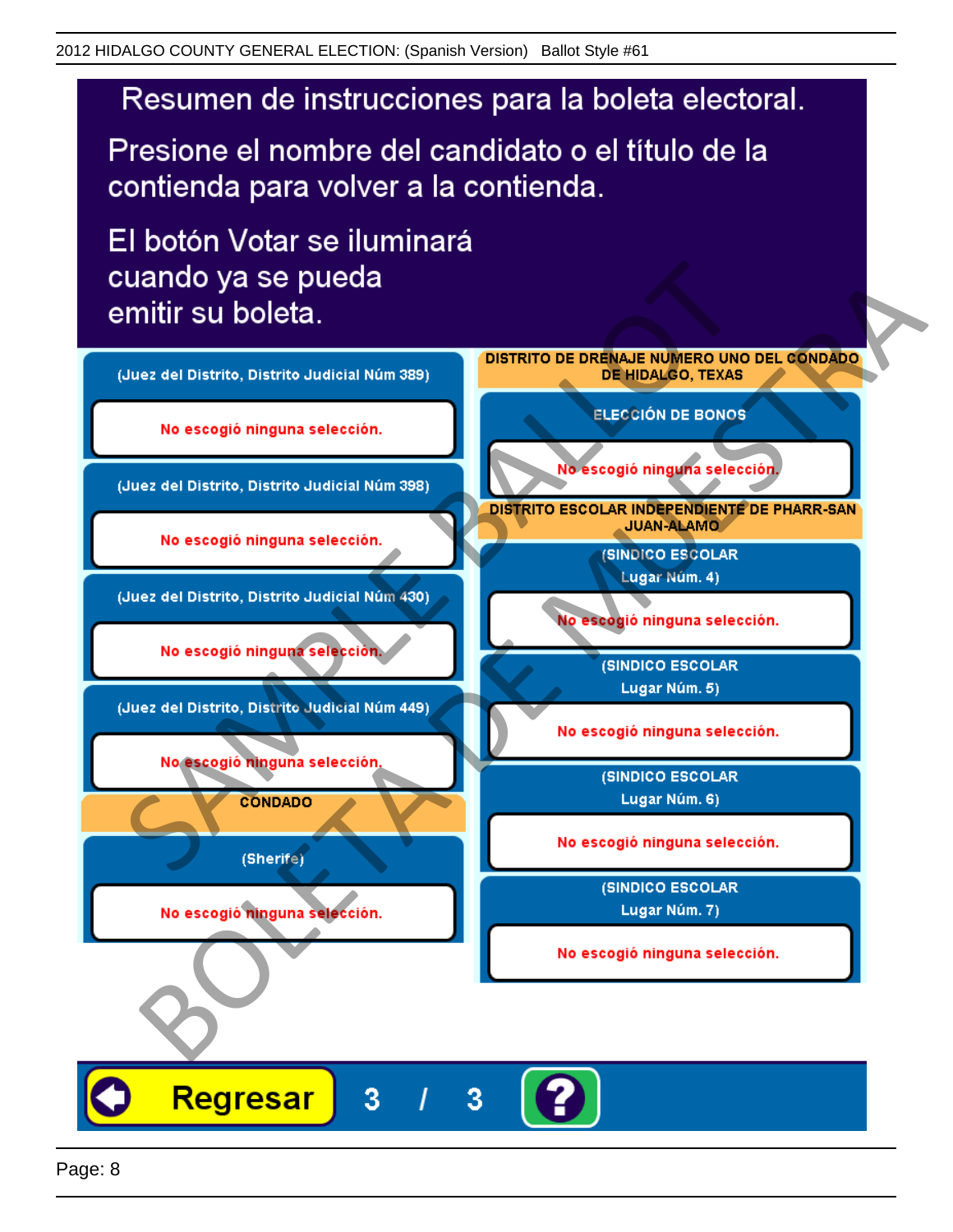# Resumen de instrucciones para la boleta electoral.

Presione el nombre del candidato o el título de la contienda para volver a la contienda.

El botón Votar se iluminará cuando ya se pueda emitir su boleta.

(Juez del Distrito, Distrito Judicial Núm 389)

No escogió ninguna selección.

(Juez del Distrito, Distrito Judicial Núm 398)

No escogió ninguna selección.

(Juez del Distrito, Distrito Judicial Núm 430)

No escogió ninguna selección.

(Juez del Distrito, Distrito Judicial Núm 449)

No escogió ninguna selección.

**CONDADO**

(Sherife)

No escogió ninguna selección.

**DISTRITO DE DRENAJE NUMERO UNO DEL CONDADO DE HIDALGO, TEXAS**

ELECCIÓN DE BONOS

No escogió ninguna selección.

**DISTRITO ESCOLAR INDEPENDIENTE DE PHARR-SAN JUAN-ALAMO**

(SINDICO ESCOLAR Lugar Núm. 4)

No escogió ninguna selección.

(SINDICO ESCOLAR Lugar Núm. 5)

No escogió ninguna selección.

(SINDICO ESCOLAR Lugar Núm. 6)

No escogió ninguna selección.

(SINDICO ESCOLAR Lugar Núm. 7)

No escogió ninguna selección.

Regresar 3 / 3 ?